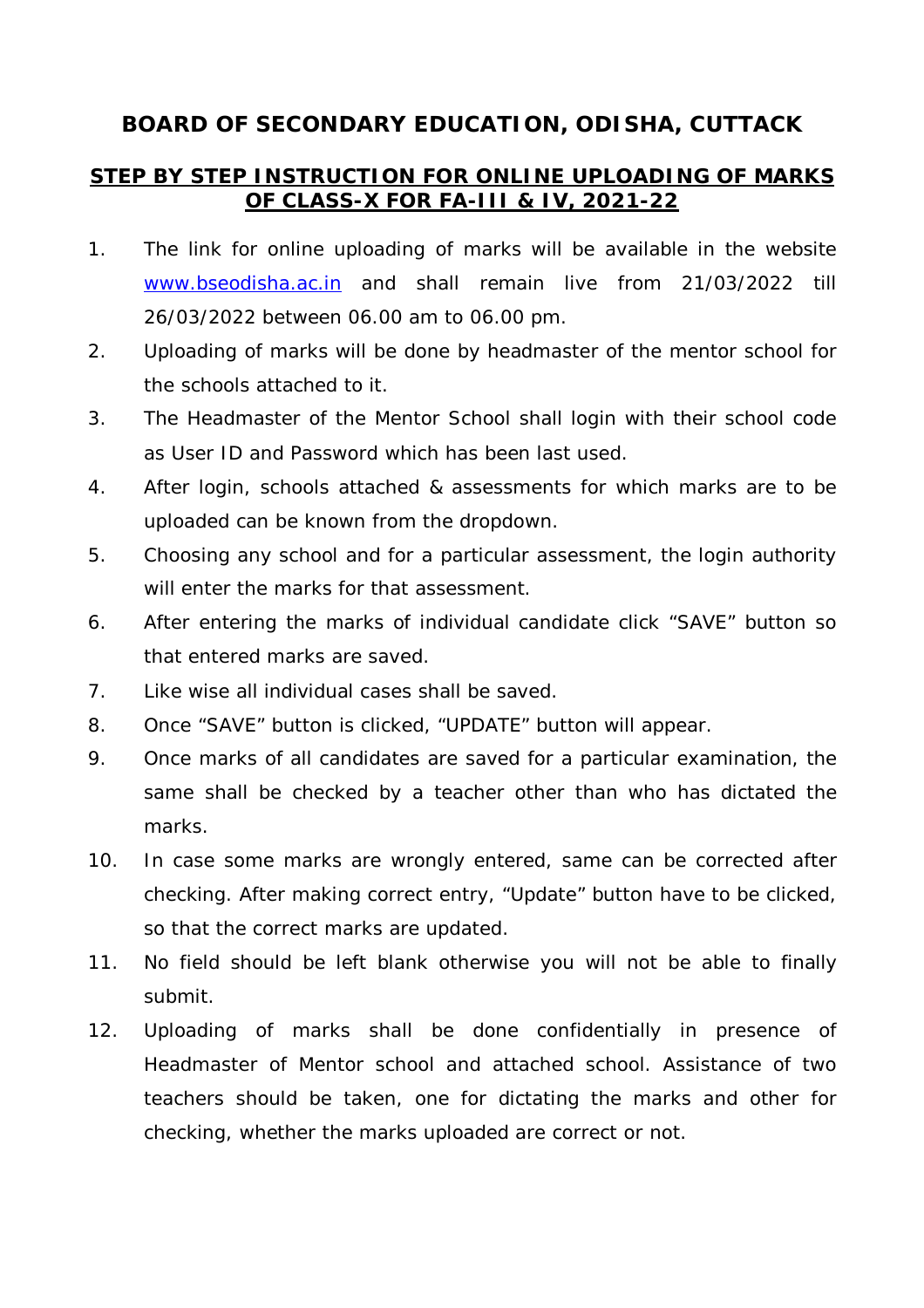# BOARD OF SECONDARY EDUCATION, ODISHA, CUTTACK

## STEP BY STEP INSTRUCTION FOR ONLINE UPLOADING OF MARKS OF CLASS-X FOR FA-III & IV, 2021-22

1. The link for online uploading of marks will be available in the website www.bseodisha.ac.in and shall remain live from 21/03/2022 till 26/03/2022 between 06.00 am to 06.00 pm.
2. Uploading of marks will be done by headmaster of the mentor school for the schools attached to it.
3. The Headmaster of the Mentor School shall login with their school code as User ID and Password which has been last used.
4. After login, schools attached & assessments for which marks are to be uploaded can be known from the dropdown.
5. Choosing any school and for a particular assessment, the login authority will enter the marks for that assessment.
6. After entering the marks of individual candidate click “SAVE” button so that entered marks are saved.
7. Like wise all individual cases shall be saved.
8. Once “SAVE” button is clicked, “UPDATE” button will appear.
9. Once marks of all candidates are saved for a particular examination, the same shall be checked by a teacher other than who has dictated the marks.
10. In case some marks are wrongly entered, same can be corrected after checking. After making correct entry, “Update” button have to be clicked, so that the correct marks are updated.
11. No field should be left blank otherwise you will not be able to finally submit.
12. Uploading of marks shall be done confidentially in presence of Headmaster of Mentor school and attached school. Assistance of two teachers should be taken, one for dictating the marks and other for checking, whether the marks uploaded are correct or not.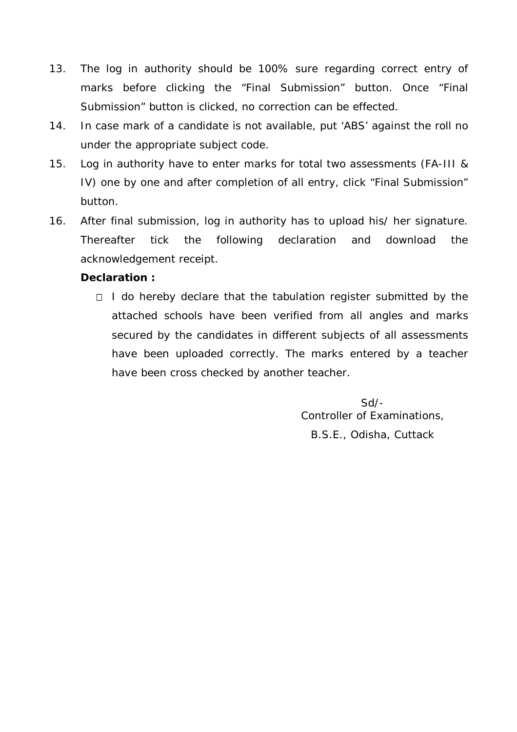13. The log in authority should be 100% sure regarding correct entry of marks before clicking the “Final Submission” button. Once “Final Submission” button is clicked, no correction can be effected.
14. In case mark of a candidate is not available, put ‘ABS’ against the roll no under the appropriate subject code.
15. Log in authority have to enter marks for total two assessments (FA-III & IV) one by one and after completion of all entry, click “Final Submission” button.
16. After final submission, log in authority has to upload his/ her signature. Thereafter tick the following declaration and download the acknowledgement receipt.

    **Declaration :**

    - ☐ I do hereby declare that the tabulation register submitted by the attached schools have been verified from all angles and marks secured by the candidates in different subjects of all assessments have been uploaded correctly. The marks entered by a teacher have been cross checked by another teacher.

Sd/-
Controller of Examinations,
B.S.E., Odisha, Cuttack